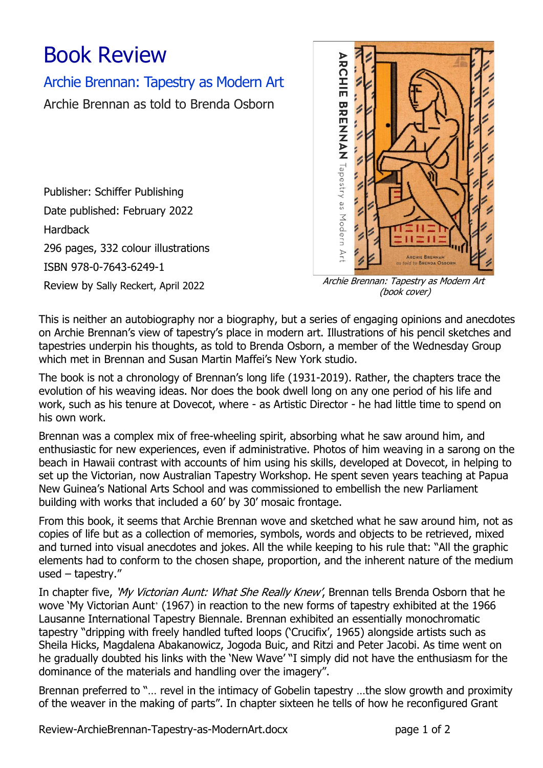# Book Review

## Archie Brennan: Tapestry as Modern Art

Archie Brennan as told to Brenda Osborn

Publisher: Schiffer Publishing

Date published: February 2022

Hardback

296 pages, 332 colour illustrations

ISBN 978-0-7643-6249-1

Review by Sally Reckert, April 2022

*Archie Brennan: Tapestry as Modern Art (book cover)*

This is neither an autobiography nor a biography, but a series of engaging opinions and anecdotes on Archie Brennan's view of tapestry's place in modern art. Illustrations of his pencil sketches and tapestries underpin his thoughts, as told to Brenda Osborn, a member of the Wednesday Group which met in Brennan and Susan Martin Maffei's New York studio.

The book is not a chronology of Brennan's long life (1931-2019). Rather, the chapters trace the evolution of his weaving ideas. Nor does the book dwell long on any one period of his life and work, such as his tenure at Dovecot, where - as Artistic Director - he had little time to spend on his own work.

Brennan was a complex mix of free-wheeling spirit, absorbing what he saw around him, and enthusiastic for new experiences, even if administrative. Photos of him weaving in a sarong on the beach in Hawaii contrast with accounts of him using his skills, developed at Dovecot, in helping to set up the Victorian, now Australian Tapestry Workshop. He spent seven years teaching at Papua New Guinea's National Arts School and was commissioned to embellish the new Parliament building with works that included a 60′ by 30′ mosaic frontage.

From this book, it seems that Archie Brennan wove and sketched what he saw around him, not as copies of life but as a collection of memories, symbols, words and objects to be retrieved, mixed and turned into visual anecdotes and jokes. All the while keeping to his rule that: "All the graphic elements had to conform to the chosen shape, proportion, and the inherent nature of the medium used – tapestry."

In chapter five, *'My Victorian Aunt: What She Really Knew'*, Brennan tells Brenda Osborn that he wove 'My Victorian Aunt' (1967) in reaction to the new forms of tapestry exhibited at the 1966 Lausanne International Tapestry Biennale. Brennan exhibited an essentially monochromatic tapestry "dripping with freely handled tufted loops ('Crucifix', 1965) alongside artists such as Sheila Hicks, Magdalena Abakanowicz, Jogoda Buic, and Ritzi and Peter Jacobi. As time went on he gradually doubted his links with the 'New Wave' "I simply did not have the enthusiasm for the dominance of the materials and handling over the imagery".

Brennan preferred to "… revel in the intimacy of Gobelin tapestry …the slow growth and proximity of the weaver in the making of parts". In chapter sixteen he tells of how he reconfigured Grant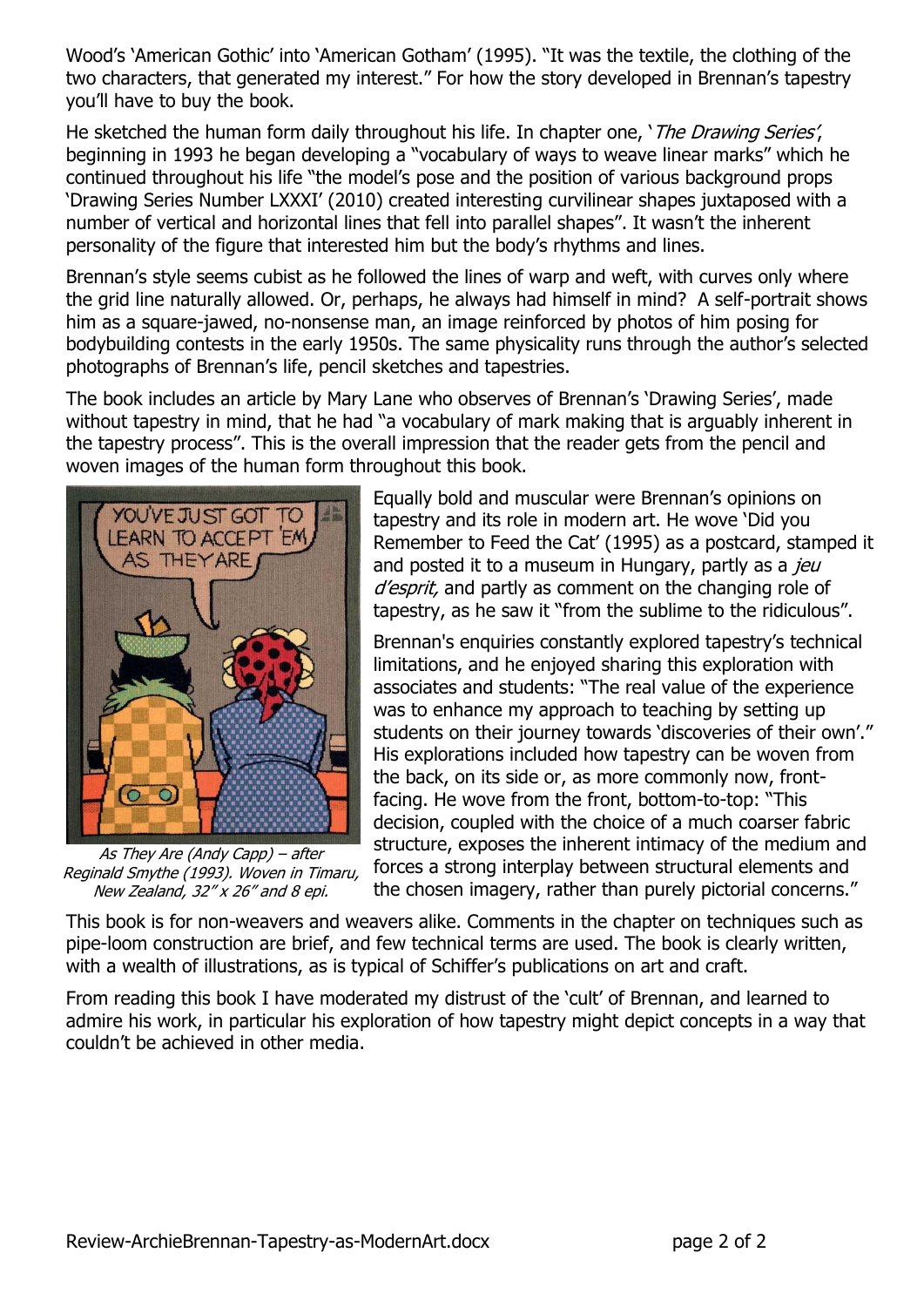Wood's 'American Gothic' into 'American Gotham' (1995). "It was the textile, the clothing of the two characters, that generated my interest." For how the story developed in Brennan's tapestry you'll have to buy the book.

He sketched the human form daily throughout his life. In chapter one, '*The Drawing Series'*, beginning in 1993 he began developing a "vocabulary of ways to weave linear marks" which he continued throughout his life "the model's pose and the position of various background props 'Drawing Series Number LXXXI' (2010) created interesting curvilinear shapes juxtaposed with a number of vertical and horizontal lines that fell into parallel shapes". It wasn't the inherent personality of the figure that interested him but the body's rhythms and lines.

Brennan's style seems cubist as he followed the lines of warp and weft, with curves only where the grid line naturally allowed. Or, perhaps, he always had himself in mind? A self-portrait shows him as a square-jawed, no-nonsense man, an image reinforced by photos of him posing for bodybuilding contests in the early 1950s. The same physicality runs through the author's selected photographs of Brennan's life, pencil sketches and tapestries.

The book includes an article by Mary Lane who observes of Brennan's 'Drawing Series', made without tapestry in mind, that he had "a vocabulary of mark making that is arguably inherent in the tapestry process". This is the overall impression that the reader gets from the pencil and woven images of the human form throughout this book.

*As They Are (Andy Capp) – after Reginald Smythe (1993). Woven in Timaru, New Zealand, 32" x 26" and 8 epi.*

Equally bold and muscular were Brennan's opinions on tapestry and its role in modern art. He wove 'Did you Remember to Feed the Cat' (1995) as a postcard, stamped it and posted it to a museum in Hungary, partly as a *jeu d'esprit,* and partly as comment on the changing role of tapestry, as he saw it "from the sublime to the ridiculous".

Brennan's enquiries constantly explored tapestry's technical limitations, and he enjoyed sharing this exploration with associates and students: "The real value of the experience was to enhance my approach to teaching by setting up students on their journey towards 'discoveries of their own'." His explorations included how tapestry can be woven from the back, on its side or, as more commonly now, front-facing. He wove from the front, bottom-to-top: "This decision, coupled with the choice of a much coarser fabric structure, exposes the inherent intimacy of the medium and forces a strong interplay between structural elements and the chosen imagery, rather than purely pictorial concerns."

This book is for non-weavers and weavers alike. Comments in the chapter on techniques such as pipe-loom construction are brief, and few technical terms are used. The book is clearly written, with a wealth of illustrations, as is typical of Schiffer's publications on art and craft.

From reading this book I have moderated my distrust of the 'cult' of Brennan, and learned to admire his work, in particular his exploration of how tapestry might depict concepts in a way that couldn't be achieved in other media.